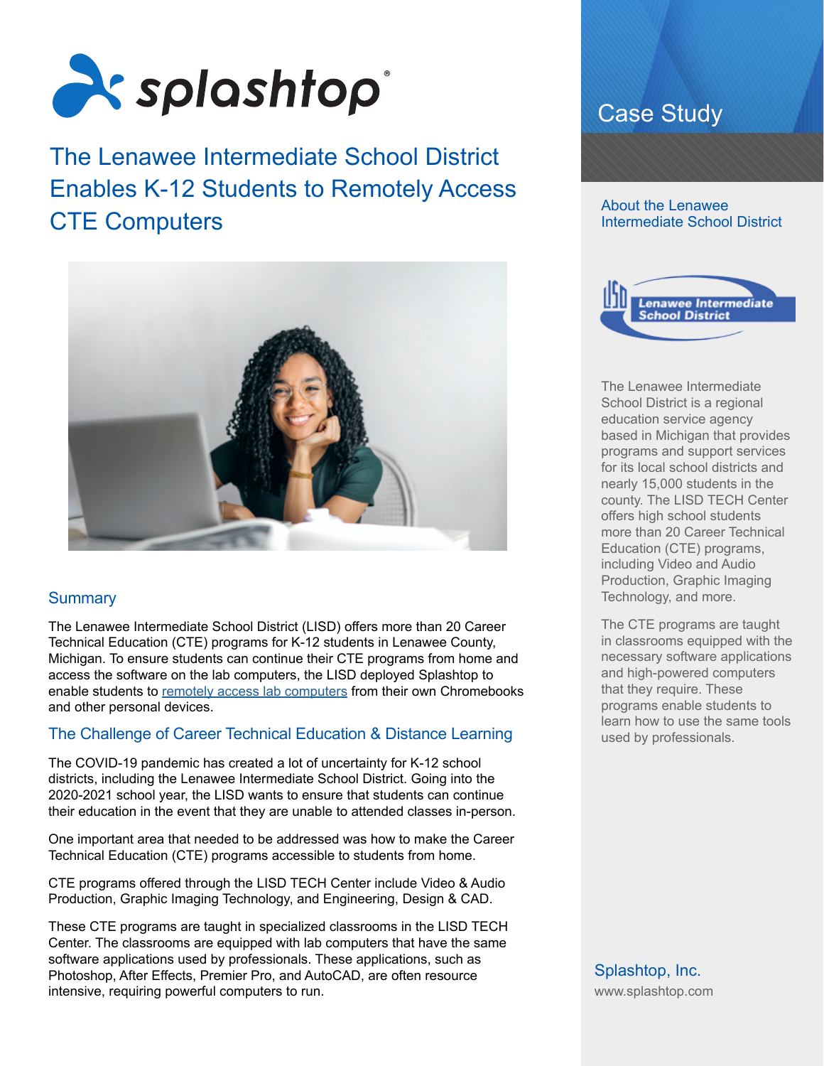# The Lenawee Intermediate School District Enables K-12 Students to Remotely Access CTE Computers

## Summary

The Lenawee Intermediate School District (LISD) offers more than 20 Career Technical Education (CTE) programs for K-12 students in Lenawee County, Michigan. To ensure students can continue their CTE programs from home and access the software on the lab computers, the LISD deployed Splashtop to enable students to remotely access lab computers from their own Chromebooks and other personal devices.

## The Challenge of Career Technical Education & Distance Learning

The COVID-19 pandemic has created a lot of uncertainty for K-12 school districts, including the Lenawee Intermediate School District. Going into the 2020-2021 school year, the LISD wants to ensure that students can continue their education in the event that they are unable to attended classes in-person.

One important area that needed to be addressed was how to make the Career Technical Education (CTE) programs accessible to students from home.

CTE programs offered through the LISD TECH Center include Video & Audio Production, Graphic Imaging Technology, and Engineering, Design & CAD.

These CTE programs are taught in specialized classrooms in the LISD TECH Center. The classrooms are equipped with lab computers that have the same software applications used by professionals. These applications, such as Photoshop, After Effects, Premier Pro, and AutoCAD, are often resource intensive, requiring powerful computers to run.

## Case Study

### About the Lenawee Intermediate School District

Lenawee Intermediate School District

The Lenawee Intermediate School District is a regional education service agency based in Michigan that provides programs and support services for its local school districts and nearly 15,000 students in the county. The LISD TECH Center offers high school students more than 20 Career Technical Education (CTE) programs, including Video and Audio Production, Graphic Imaging Technology, and more.

The CTE programs are taught in classrooms equipped with the necessary software applications and high-powered computers that they require. These programs enable students to learn how to use the same tools used by professionals.

Splashtop, Inc.
www.splashtop.com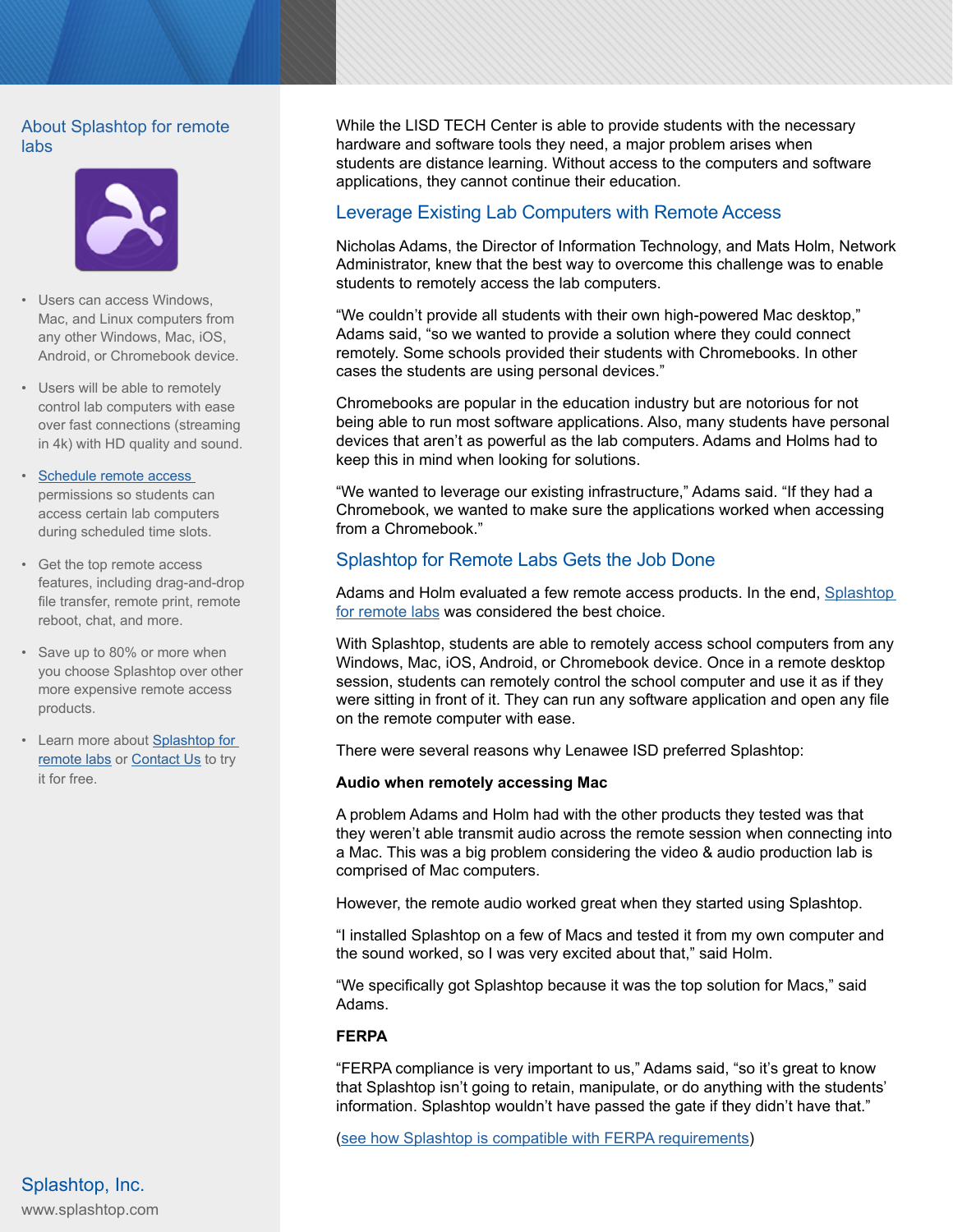## About Splashtop for remote labs

- Users can access Windows, Mac, and Linux computers from any other Windows, Mac, iOS, Android, or Chromebook device.
- Users will be able to remotely control lab computers with ease over fast connections (streaming in 4k) with HD quality and sound.
- Schedule remote access permissions so students can access certain lab computers during scheduled time slots.
- Get the top remote access features, including drag-and-drop file transfer, remote print, remote reboot, chat, and more.
- Save up to 80% or more when you choose Splashtop over other more expensive remote access products.
- Learn more about Splashtop for remote labs or Contact Us to try it for free.

Splashtop, Inc.
www.splashtop.com

While the LISD TECH Center is able to provide students with the necessary hardware and software tools they need, a major problem arises when students are distance learning. Without access to the computers and software applications, they cannot continue their education.

## Leverage Existing Lab Computers with Remote Access

Nicholas Adams, the Director of Information Technology, and Mats Holm, Network Administrator, knew that the best way to overcome this challenge was to enable students to remotely access the lab computers.

“We couldn’t provide all students with their own high-powered Mac desktop,” Adams said, “so we wanted to provide a solution where they could connect remotely. Some schools provided their students with Chromebooks. In other cases the students are using personal devices.”

Chromebooks are popular in the education industry but are notorious for not being able to run most software applications. Also, many students have personal devices that aren’t as powerful as the lab computers. Adams and Holms had to keep this in mind when looking for solutions.

“We wanted to leverage our existing infrastructure,” Adams said. “If they had a Chromebook, we wanted to make sure the applications worked when accessing from a Chromebook.”

## Splashtop for Remote Labs Gets the Job Done

Adams and Holm evaluated a few remote access products. In the end, Splashtop for remote labs was considered the best choice.

With Splashtop, students are able to remotely access school computers from any Windows, Mac, iOS, Android, or Chromebook device. Once in a remote desktop session, students can remotely control the school computer and use it as if they were sitting in front of it. They can run any software application and open any file on the remote computer with ease.

There were several reasons why Lenawee ISD preferred Splashtop:

**Audio when remotely accessing Mac**

A problem Adams and Holm had with the other products they tested was that they weren’t able transmit audio across the remote session when connecting into a Mac. This was a big problem considering the video & audio production lab is comprised of Mac computers.

However, the remote audio worked great when they started using Splashtop.

“I installed Splashtop on a few of Macs and tested it from my own computer and the sound worked, so I was very excited about that,” said Holm.

“We specifically got Splashtop because it was the top solution for Macs,” said Adams.

**FERPA**

“FERPA compliance is very important to us,” Adams said, “so it’s great to know that Splashtop isn’t going to retain, manipulate, or do anything with the students’ information. Splashtop wouldn’t have passed the gate if they didn’t have that.”

(see how Splashtop is compatible with FERPA requirements)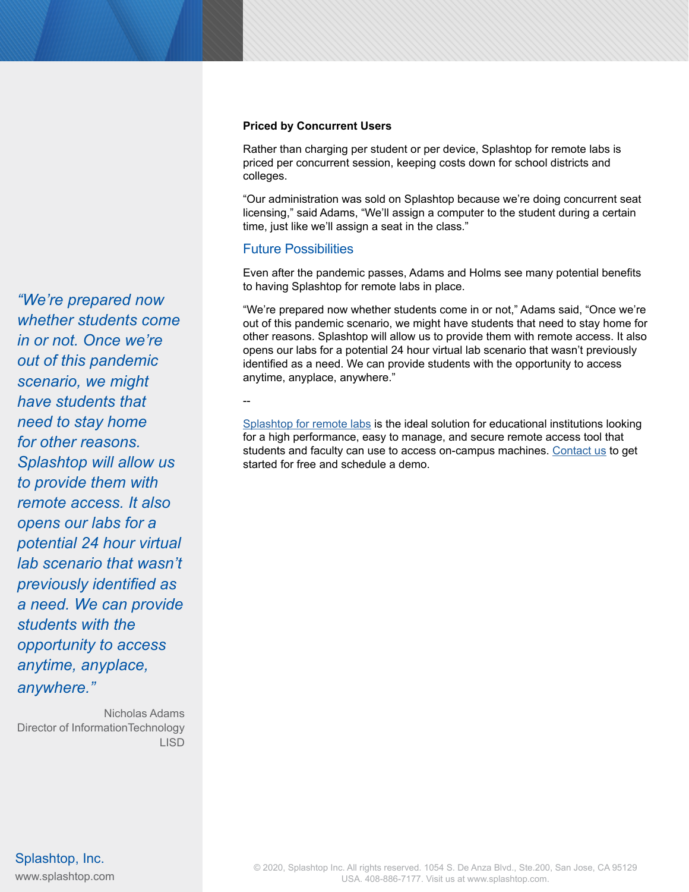**Priced by Concurrent Users**

Rather than charging per student or per device, Splashtop for remote labs is priced per concurrent session, keeping costs down for school districts and colleges.

"Our administration was sold on Splashtop because we're doing concurrent seat licensing," said Adams, "We'll assign a computer to the student during a certain time, just like we'll assign a seat in the class."

## Future Possibilities

Even after the pandemic passes, Adams and Holms see many potential benefits to having Splashtop for remote labs in place.

"We're prepared now whether students come in or not," Adams said, "Once we're out of this pandemic scenario, we might have students that need to stay home for other reasons. Splashtop will allow us to provide them with remote access. It also opens our labs for a potential 24 hour virtual lab scenario that wasn't previously identified as a need. We can provide students with the opportunity to access anytime, anyplace, anywhere."

--

Splashtop for remote labs is the ideal solution for educational institutions looking for a high performance, easy to manage, and secure remote access tool that students and faculty can use to access on-campus machines. Contact us to get started for free and schedule a demo.

*"We're prepared now whether students come in or not. Once we're out of this pandemic scenario, we might have students that need to stay home for other reasons. Splashtop will allow us to provide them with remote access. It also opens our labs for a potential 24 hour virtual lab scenario that wasn't previously identified as a need. We can provide students with the opportunity to access anytime, anyplace, anywhere."*

Nicholas Adams
Director of InformationTechnology
LISD

Splashtop, Inc.
www.splashtop.com

© 2020, Splashtop Inc. All rights reserved. 1054 S. De Anza Blvd., Ste.200, San Jose, CA 95129 USA. 408-886-7177. Visit us at www.splashtop.com.